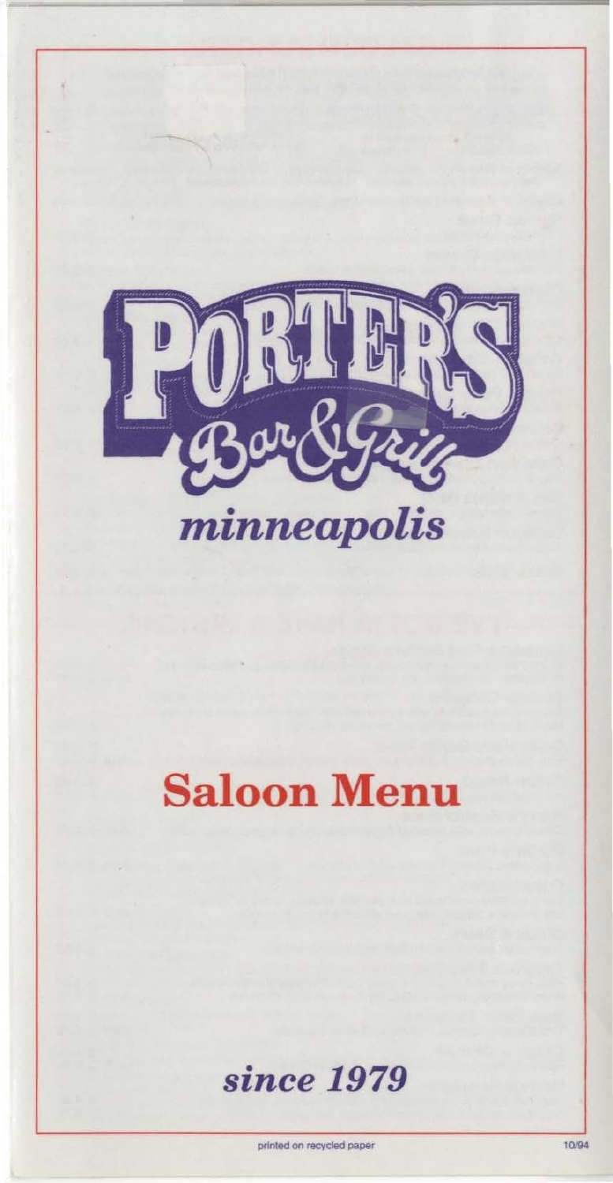# PORTER'S

## Bar & Grill

*minneapolis*

# Saloon Menu

*since 1979*

printed on recycled paper

10/94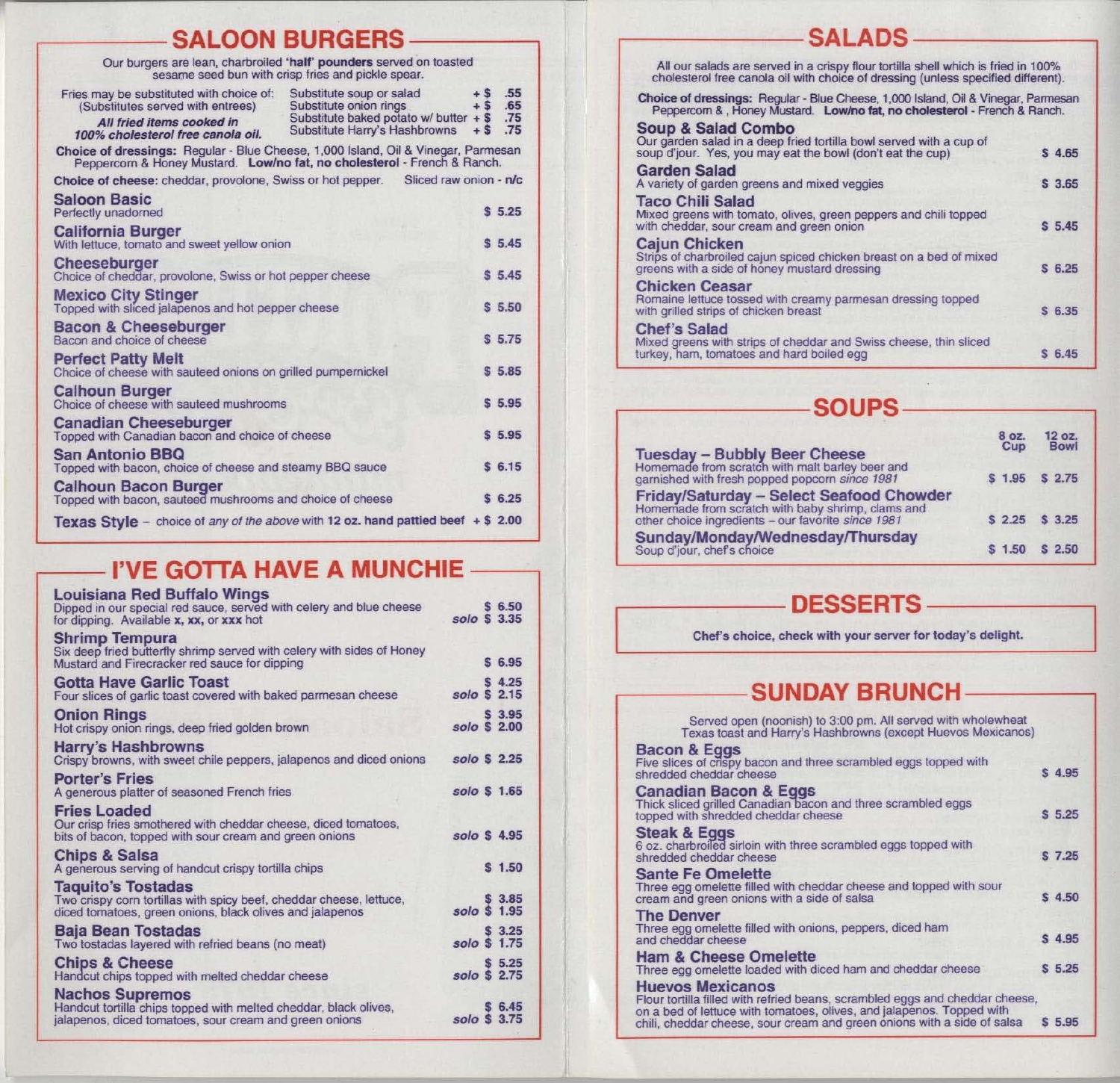## SALOON BURGERS

Our burgers are lean, charbroiled **'half' pounders** served on toasted sesame seed bun with crisp fries and pickle spear.

Fries may be substituted with choice of: (Substitutes served with entrees)

*All fried items cooked in 100% cholesterol free canola oil.*

| Substitute | Price |
|---|---|
| Substitute soup or salad | + $ .55 |
| Substitute onion rings | + $ .65 |
| Substitute baked potato w/ butter | + $ .75 |
| Substitute Harry's Hashbrowns | + $ .75 |

**Choice of dressings:** Regular - Blue Cheese, 1,000 Island, Oil & Vinegar, Parmesan Peppercorn & Honey Mustard. **Low/no fat, no cholesterol** - French & Ranch.

**Choice of cheese:** cheddar, provolone, Swiss or hot pepper. Sliced raw onion - n/c

| Item | Price |
|---|---|
| **Saloon Basic** — Perfectly unadorned | $ 5.25 |
| **California Burger** — With lettuce, tomato and sweet yellow onion | $ 5.45 |
| **Cheeseburger** — Choice of cheddar, provolone, Swiss or hot pepper cheese | $ 5.45 |
| **Mexico City Stinger** — Topped with sliced jalapenos and hot pepper cheese | $ 5.50 |
| **Bacon & Cheeseburger** — Bacon and choice of cheese | $ 5.75 |
| **Perfect Patty Melt** — Choice of cheese with sauteed onions on grilled pumpernickel | $ 5.85 |
| **Calhoun Burger** — Choice of cheese with sauteed mushrooms | $ 5.95 |
| **Canadian Cheeseburger** — Topped with Canadian bacon and choice of cheese | $ 5.95 |
| **San Antonio BBQ** — Topped with bacon, choice of cheese and steamy BBQ sauce | $ 6.15 |
| **Calhoun Bacon Burger** — Topped with bacon, sauteed mushrooms and choice of cheese | $ 6.25 |
| **Texas Style** - choice of *any of the above* with **12 oz. hand pattied beef** | + $ 2.00 |

## I'VE GOTTA HAVE A MUNCHIE

| Item | Price |
|---|---|
| **Louisiana Red Buffalo Wings** — Dipped in our special red sauce, served with celery and blue cheese for dipping. Available **x, xx,** or **xxx** hot | $ 6.50 / *solo* $ 3.35 |
| **Shrimp Tempura** — Six deep fried butterfly shrimp served with celery with sides of Honey Mustard and Firecracker red sauce for dipping | $ 6.95 |
| **Gotta Have Garlic Toast** — Four slices of garlic toast covered with baked parmesan cheese | $ 4.25 / *solo* $ 2.15 |
| **Onion Rings** — Hot crispy onion rings, deep fried golden brown | $ 3.95 / *solo* $ 2.00 |
| **Harry's Hashbrowns** — Crispy browns, with sweet chile peppers, jalapenos and diced onions | *solo* $ 2.25 |
| **Porter's Fries** — A generous platter of seasoned French fries | *solo* $ 1.65 |
| **Fries Loaded** — Our crisp fries smothered with cheddar cheese, diced tomatoes, bits of bacon, topped with sour cream and green onions | *solo* $ 4.95 |
| **Chips & Salsa** — A generous serving of handcut crispy tortilla chips | $ 1.50 |
| **Taquito's Tostadas** — Two crispy corn tortillas with spicy beef, cheddar cheese, lettuce, diced tomatoes, green onions, black olives and jalapenos | $ 3.85 / *solo* $ 1.95 |
| **Baja Bean Tostadas** — Two tostadas layered with refried beans (no meat) | $ 3.25 / *solo* $ 1.75 |
| **Chips & Cheese** — Handcut chips topped with melted cheddar cheese | $ 5.25 / *solo* $ 2.75 |
| **Nachos Supremos** — Handcut tortilla chips topped with melted cheddar, black olives, jalapenos, diced tomatoes, sour cream and green onions | $ 6.45 / *solo* $ 3.75 |

## SALADS

All our salads are served in a crispy flour tortilla shell which is fried in 100% cholesterol free canola oil with choice of dressing (unless specified different).

**Choice of dressings:** Regular - Blue Cheese, 1,000 Island, Oil & Vinegar, Parmesan Peppercorn & , Honey Mustard. **Low/no fat, no cholesterol** - French & Ranch.

| Item | Price |
|---|---|
| **Soup & Salad Combo** — Our garden salad in a deep fried tortilla bowl served with a cup of soup d'jour. Yes, you may eat the bowl (don't eat the cup) | $ 4.65 |
| **Garden Salad** — A variety of garden greens and mixed veggies | $ 3.65 |
| **Taco Chili Salad** — Mixed greens with tomato, olives, green peppers and chili topped with cheddar, sour cream and green onion | $ 5.45 |
| **Cajun Chicken** — Strips of charbroiled cajun spiced chicken breast on a bed of mixed greens with a side of honey mustard dressing | $ 6.25 |
| **Chicken Ceasar** — Romaine lettuce tossed with creamy parmesan dressing topped with grilled strips of chicken breast | $ 6.35 |
| **Chef's Salad** — Mixed greens with strips of cheddar and Swiss cheese, thin sliced turkey, ham, tomatoes and hard boiled egg | $ 6.45 |

## SOUPS

| Soup | 8 oz. Cup | 12 oz. Bowl |
|---|---|---|
| **Tuesday – Bubbly Beer Cheese** — Homemade from scratch with malt barley beer and garnished with fresh popped popcorn *since 1981* | $ 1.95 | $ 2.75 |
| **Friday/Saturday – Select Seafood Chowder** — Homemade from scratch with baby shrimp, clams and other choice ingredients - our favorite *since 1981* | $ 2.25 | $ 3.25 |
| **Sunday/Monday/Wednesday/Thursday** — Soup d'jour, chef's choice | $ 1.50 | $ 2.50 |

## DESSERTS

**Chef's choice, check with your server for today's delight.**

## SUNDAY BRUNCH

Served open (noonish) to 3:00 pm. All served with wholewheat Texas toast and Harry's Hashbrowns (except Huevos Mexicanos)

| Item | Price |
|---|---|
| **Bacon & Eggs** — Five slices of crispy bacon and three scrambled eggs topped with shredded cheddar cheese | $ 4.95 |
| **Canadian Bacon & Eggs** — Thick sliced grilled Canadian bacon and three scrambled eggs topped with shredded cheddar cheese | $ 5.25 |
| **Steak & Eggs** — 6 oz. charbroiled sirloin with three scrambled eggs topped with shredded cheddar cheese | $ 7.25 |
| **Sante Fe Omelette** — Three egg omelette filled with cheddar cheese and topped with sour cream and green onions with a side of salsa | $ 4.50 |
| **The Denver** — Three egg omelette filled with onions, peppers, diced ham and cheddar cheese | $ 4.95 |
| **Ham & Cheese Omelette** — Three egg omelette loaded with diced ham and cheddar cheese | $ 5.25 |
| **Huevos Mexicanos** — Flour tortilla filled with refried beans, scrambled eggs and cheddar cheese, on a bed of lettuce with tomatoes, olives, and jalapenos. Topped with chili, cheddar cheese, sour cream and green onions with a side of salsa | $ 5.95 |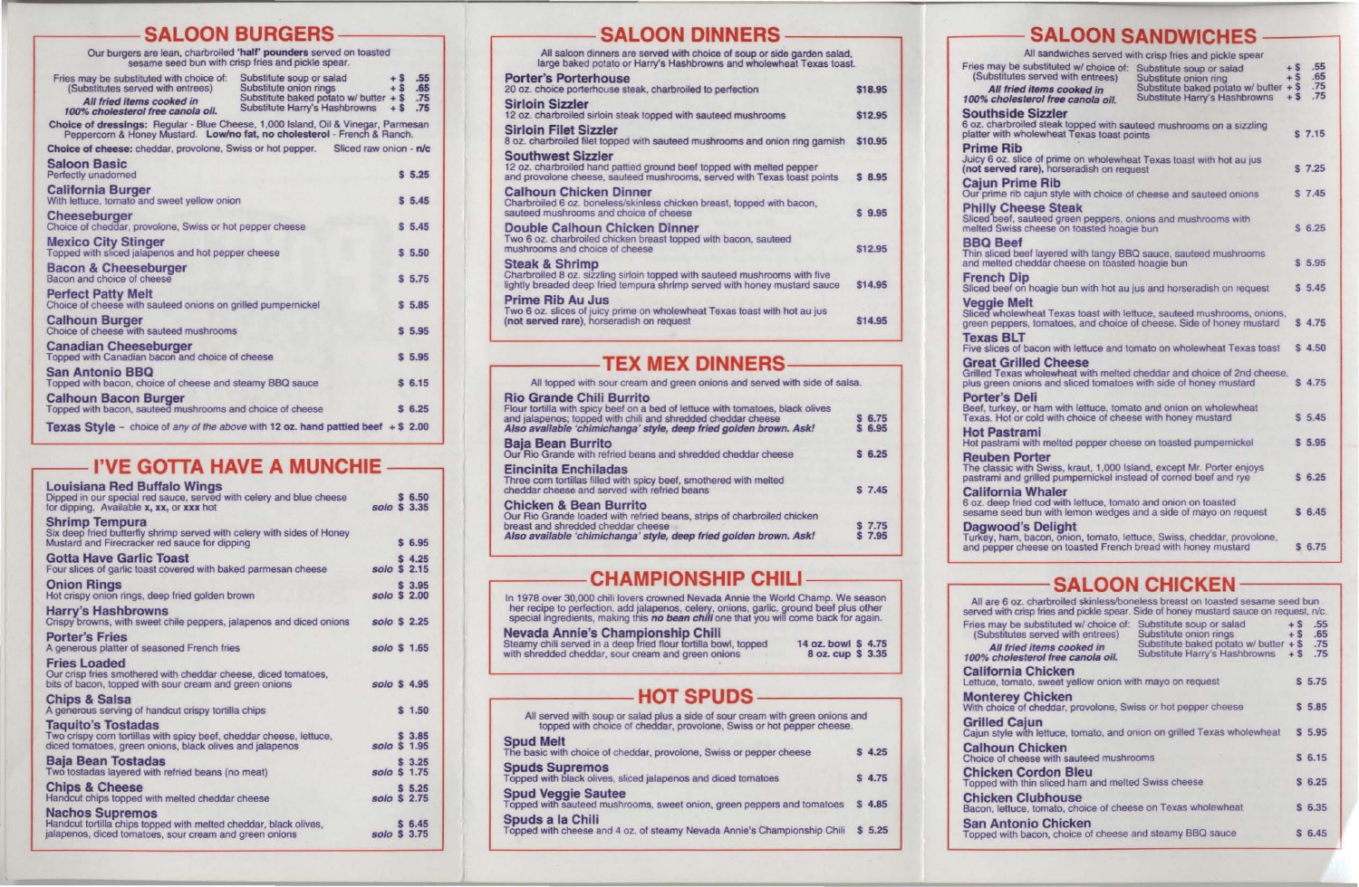## SALOON BURGERS

Our burgers are lean, charbroiled **'half' pounders** served on toasted sesame seed bun with crisp fries and pickle spear.

| Fries may be substituted with choice of: (Substitutes served with entrees) *All fried items cooked in 100% cholesterol free canola oil.* | | |
|---|---|---|
| | Substitute soup or salad | + $ .55 |
| | Substitute onion rings | + $ .65 |
| | Substitute baked potato w/ butter | + $ .75 |
| | Substitute Harry's Hashbrowns | + $ .75 |

**Choice of dressings:** Regular - Blue Cheese, 1,000 Island, Oil & Vinegar, Parmesan Peppercorn & Honey Mustard. **Low/no fat, no cholesterol** - French & Ranch.

**Choice of cheese:** cheddar, provolone, Swiss or hot pepper. Sliced raw onion - n/c

**Saloon Basic** — $ 5.25
Perfectly unadorned

**California Burger** — $ 5.45
With lettuce, tomato and sweet yellow onion

**Cheeseburger** — $ 5.45
Choice of cheddar, provolone, Swiss or hot pepper cheese

**Mexico City Stinger** — $ 5.50
Topped with sliced jalapenos and hot pepper cheese

**Bacon & Cheeseburger** — $ 5.75
Bacon and choice of cheese

**Perfect Patty Melt** — $ 5.85
Choice of cheese with sauteed onions on grilled pumpernickel

**Calhoun Burger** — $ 5.95
Choice of cheese with sauteed mushrooms

**Canadian Cheeseburger** — $ 5.95
Topped with Canadian bacon and choice of cheese

**San Antonio BBQ** — $ 6.15
Topped with bacon, choice of cheese and steamy BBQ sauce

**Calhoun Bacon Burger** — $ 6.25
Topped with bacon, sauteed mushrooms and choice of cheese

**Texas Style** - choice of *any of the above* with **12 oz. hand pattied beef** + $ 2.00

## I'VE GOTTA HAVE A MUNCHIE

**Louisiana Red Buffalo Wings** — $ 6.50, solo $ 3.35
Dipped in our special red sauce, served with celery and blue cheese for dipping. Available **x**, **xx**, or **xxx** hot

**Shrimp Tempura** — $ 6.95
Six deep fried butterfly shrimp served with celery with sides of Honey Mustard and Firecracker red sauce for dipping

**Gotta Have Garlic Toast** — $ 4.25, solo $ 2.15
Four slices of garlic toast covered with baked parmesan cheese

**Onion Rings** — $ 3.95, solo $ 2.00
Hot crispy onion rings, deep fried golden brown

**Harry's Hashbrowns** — solo $ 2.25
Crispy browns, with sweet chile peppers, jalapenos and diced onions

**Porter's Fries** — solo $ 1.65
A generous platter of seasoned French fries

**Fries Loaded** — solo $ 4.95
Our crisp fries smothered with cheddar cheese, diced tomatoes, bits of bacon, topped with sour cream and green onions

**Chips & Salsa** — $ 1.50
A generous serving of handcut crispy tortilla chips

**Taquito's Tostadas** — $ 3.85, solo $ 1.95
Two crispy corn tortillas with spicy beef, cheddar cheese, lettuce, diced tomatoes, green onions, black olives and jalapenos

**Baja Bean Tostadas** — $ 3.25, solo $ 1.75
Two tostadas layered with refried beans (no meat)

**Chips & Cheese** — $ 5.25, solo $ 2.75
Handcut chips topped with melted cheddar cheese

**Nachos Supremos** — $ 6.45, solo $ 3.75
Handcut tortilla chips topped with melted cheddar, black olives, jalapenos, diced tomatoes, sour cream and green onions

## SALOON DINNERS

All saloon dinners are served with choice of soup or side garden salad, large baked potato or Harry's Hashbrowns and wholewheat Texas toast.

**Porter's Porterhouse** — $18.95
20 oz. choice porterhouse steak, charbroiled to perfection

**Sirloin Sizzler** — $12.95
12 oz. charbroiled sirloin steak topped with sauteed mushrooms

**Sirloin Filet Sizzler** — $10.95
8 oz. charbroiled filet topped with sauteed mushrooms and onion ring garnish

**Southwest Sizzler** — $ 8.95
12 oz. charbroiled hand pattied ground beef topped with melted pepper and provolone cheese, sauteed mushrooms, served with Texas toast points

**Calhoun Chicken Dinner** — $ 9.95
Charbroiled 6 oz. boneless/skinless chicken breast, topped with bacon, sauteed mushrooms and choice of cheese

**Double Calhoun Chicken Dinner** — $12.95
Two 6 oz. charbroiled chicken breast topped with bacon, sauteed mushrooms and choice of cheese

**Steak & Shrimp** — $14.95
Charbroiled 8 oz. sizzling sirloin topped with sauteed mushrooms with five lightly breaded deep fried tempura shrimp served with honey mustard sauce

**Prime Rib Au Jus** — $14.95
Two 6 oz. slices of juicy prime on wholewheat Texas toast with hot au jus **(not served rare)**, horseradish on request

## TEX MEX DINNERS

All topped with sour cream and green onions and served with side of salsa.

**Rio Grande Chili Burrito** — $ 6.75 / $ 6.95
Flour tortilla with spicy beef on a bed of lettuce with tomatoes, black olives and jalapenos; topped with chili and shredded cheddar cheese
***Also available 'chimichanga' style, deep fried golden brown. Ask!***

**Baja Bean Burrito** — $ 6.25
Our Rio Grande with refried beans and shredded cheddar cheese

**Eincinita Enchiladas** — $ 7.45
Three corn tortillas filled with spicy beef, smothered with melted cheddar cheese and served with refried beans

**Chicken & Bean Burrito** — $ 7.75 / $ 7.95
Our Rio Grande loaded with refried beans, strips of charbroiled chicken breast and shredded cheddar cheese
***Also available 'chimichanga' style, deep fried golden brown. Ask!***

## CHAMPIONSHIP CHILI

In 1978 over 30,000 chili lovers crowned Nevada Annie the World Champ. We season her recipe to perfection, add jalapenos, celery, onions, garlic, ground beef plus other special ingredients, making this ***no bean chili*** one that you will come back for again.

**Nevada Annie's Championship Chili** — 14 oz. bowl $ 4.75, 8 oz. cup $ 3.35
Steamy chili served in a deep fried flour tortilla bowl, topped with shredded cheddar, sour cream and green onions

## HOT SPUDS

All served with soup or salad plus a side of sour cream with green onions and topped with choice of cheddar, provolone, Swiss or hot pepper cheese.

**Spud Melt** — $ 4.25
The basic with choice of cheddar, provolone, Swiss or pepper cheese

**Spuds Supremos** — $ 4.75
Topped with black olives, sliced jalapenos and diced tomatoes

**Spud Veggie Sautee** — $ 4.85
Topped with sauteed mushrooms, sweet onion, green peppers and tomatoes

**Spuds a la Chili** — $ 5.25
Topped with cheese and 4 oz. of steamy Nevada Annie's Championship Chili

## SALOON SANDWICHES

All sandwiches served with crisp fries and pickle spear

| Fries may be substituted w/ choice of: (Substitutes served with entrees) *All fried items cooked in 100% cholesterol free canola oil.* | | |
|---|---|---|
| | Substitute soup or salad | + $ .55 |
| | Substitute onion ring | + $ .65 |
| | Substitute baked potato w/ butter | + $ .75 |
| | Substitute Harry's Hashbrowns | + $ .75 |

**Southside Sizzler** — $ 7.15
6 oz. charbroiled steak topped with sauteed mushrooms on a sizzling platter with wholewheat Texas toast points

**Prime Rib** — $ 7.25
Juicy 6 oz. slice of prime on wholewheat Texas toast with hot au jus **(not served rare)**, horseradish on request

**Cajun Prime Rib** — $ 7.45
Our prime rib cajun style with choice of cheese and sauteed onions

**Philly Cheese Steak** — $ 6.25
Sliced beef, sauteed green peppers, onions and mushrooms with melted Swiss cheese on toasted hoagie bun

**BBQ Beef** — $ 5.95
Thin sliced beef layered with tangy BBQ sauce, sauteed mushrooms and melted cheddar cheese on toasted hoagie bun

**French Dip** — $ 5.45
Sliced beef on hoagie bun with hot au jus and horseradish on request

**Veggie Melt** — $ 4.75
Sliced wholewheat Texas toast with lettuce, sauteed mushrooms, onions, green peppers, tomatoes, and choice of cheese. Side of honey mustard

**Texas BLT** — $ 4.50
Five slices of bacon with lettuce and tomato on wholewheat Texas toast

**Great Grilled Cheese** — $ 4.75
Grilled Texas wholewheat with melted cheddar and choice of 2nd cheese, plus green onions and sliced tomatoes with side of honey mustard

**Porter's Deli** — $ 5.45
Beef, turkey, or ham with lettuce, tomato and onion on wholewheat Texas. Hot or cold with choice of cheese with honey mustard

**Hot Pastrami** — $ 5.95
Hot pastrami with melted pepper cheese on toasted pumpernickel

**Reuben Porter** — $ 6.25
The classic with Swiss, kraut, 1,000 Island, except Mr. Porter enjoys pastrami and grilled pumpernickel instead of corned beef and rye

**California Whaler** — $ 6.45
6 oz. deep fried cod with lettuce, tomato and onion on toasted sesame seed bun with lemon wedges and a side of mayo on request

**Dagwood's Delight** — $ 6.75
Turkey, ham, bacon, onion, tomato, lettuce, Swiss, cheddar, provolone, and pepper cheese on toasted French bread with honey mustard

## SALOON CHICKEN

All are 6 oz. charbroiled skinless/boneless breast on toasted sesame seed bun served with crisp fries and pickle spear. Side of honey mustard sauce on request, n/c.

| Fries may be substituted w/ choice of: (Substitutes served with entrees) *All fried items cooked in 100% cholesterol free canola oil.* | | |
|---|---|---|
| | Substitute soup or salad | + $ .55 |
| | Substitute onion rings | + $ .65 |
| | Substitute baked potato w/ butter | + $ .75 |
| | Substitute Harry's Hashbrowns | + $ .75 |

**California Chicken** — $ 5.75
Lettuce, tomato, sweet yellow onion with mayo on request

**Monterey Chicken** — $ 5.85
With choice of cheddar, provolone, Swiss or hot pepper cheese

**Grilled Cajun** — $ 5.95
Cajun style with lettuce, tomato, and onion on grilled Texas wholewheat

**Calhoun Chicken** — $ 6.15
Choice of cheese with sauteed mushrooms

**Chicken Cordon Bleu** — $ 6.25
Topped with thin sliced ham and melted Swiss cheese

**Chicken Clubhouse** — $ 6.35
Bacon, lettuce, tomato, choice of cheese on Texas wholewheat

**San Antonio Chicken** — $ 6.45
Topped with bacon, choice of cheese and steamy BBQ sauce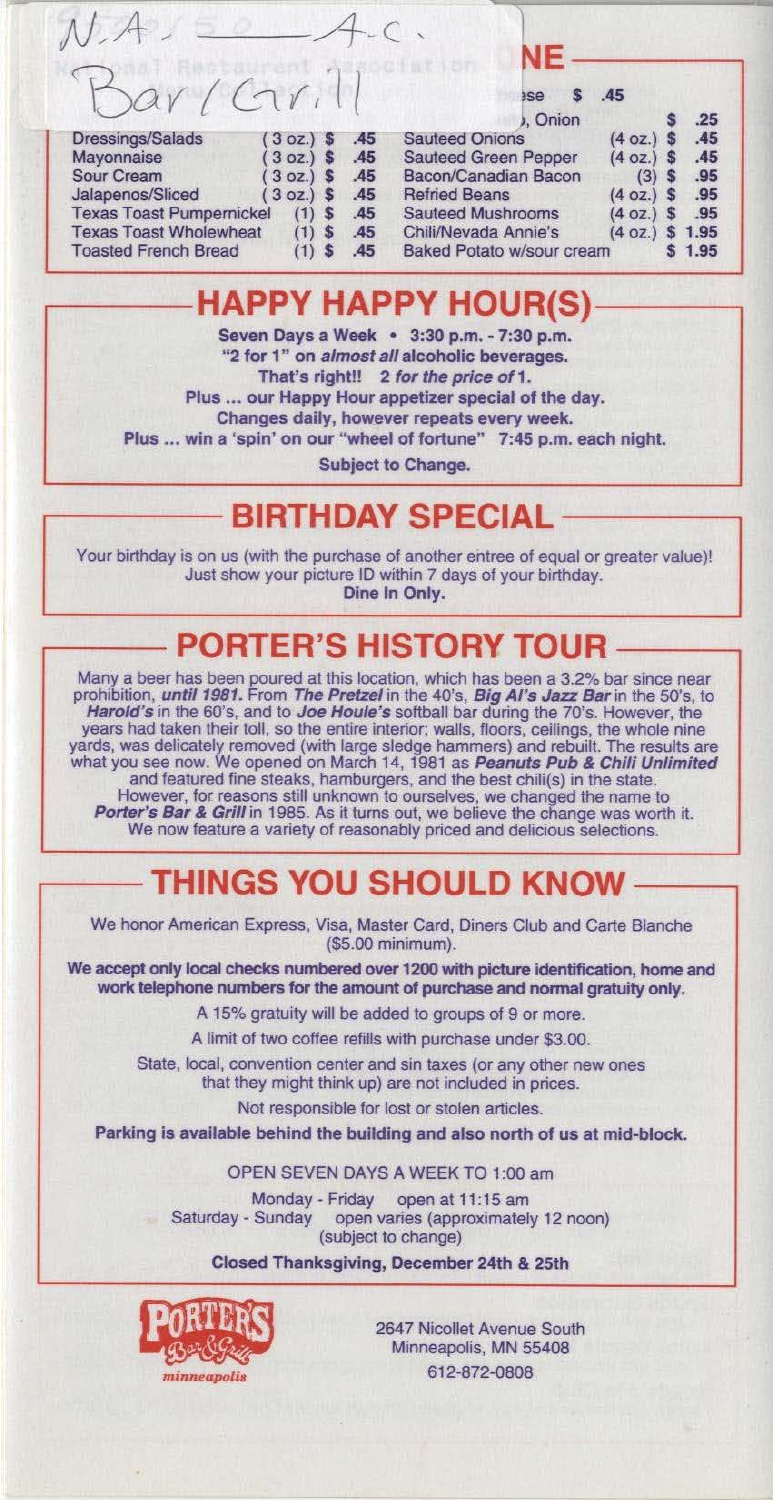N.A. — A.C.
Bar / Grill

National Restaurant Association

## ...NE

| | | | | | |
|---|---|---|---|---|---|
| | | | ...ese | | $ .45 |
| | | | ..., Onion | | $ .25 |
| Dressings/Salads | (3 oz.) | $ .45 | Sauteed Onions | (4 oz.) | $ .45 |
| Mayonnaise | (3 oz.) | $ .45 | Sauteed Green Pepper | (4 oz.) | $ .45 |
| Sour Cream | (3 oz.) | $ .45 | Bacon/Canadian Bacon | (3) | $ .95 |
| Jalapenos/Sliced | (3 oz.) | $ .45 | Refried Beans | (4 oz.) | $ .95 |
| Texas Toast Pumpernickel | (1) | $ .45 | Sauteed Mushrooms | (4 oz.) | $ .95 |
| Texas Toast Wholewheat | (1) | $ .45 | Chili/Nevada Annie's | (4 oz.) | $ 1.95 |
| Toasted French Bread | (1) | $ .45 | Baked Potato w/sour cream | | $ 1.95 |

## HAPPY HAPPY HOUR(S)

**Seven Days a Week • 3:30 p.m. - 7:30 p.m.**

**"2 for 1" on *almost all* alcoholic beverages.**

**That's right!! 2 *for the price of* 1.**

**Plus ... our Happy Hour appetizer special of the day.**

**Changes daily, however repeats every week.**

**Plus ... win a 'spin' on our "wheel of fortune" 7:45 p.m. each night.**

**Subject to Change.**

## BIRTHDAY SPECIAL

Your birthday is on us (with the purchase of another entree of equal or greater value)! Just show your picture ID within 7 days of your birthday.

**Dine In Only.**

## PORTER'S HISTORY TOUR

Many a beer has been poured at this location, which has been a 3.2% bar since near prohibition, ***until 1981.*** From ***The Pretzel*** in the 40's, ***Big Al's Jazz Bar*** in the 50's, to ***Harold's*** in the 60's, and to ***Joe Houle's*** softball bar during the 70's. However, the years had taken their toll, so the entire interior; walls, floors, ceilings, the whole nine yards, was delicately removed (with large sledge hammers) and rebuilt. The results are what you see now. We opened on March 14, 1981 as ***Peanuts Pub & Chili Unlimited*** and featured fine steaks, hamburgers, and the best chili(s) in the state. However, for reasons still unknown to ourselves, we changed the name to ***Porter's Bar & Grill*** in 1985. As it turns out, we believe the change was worth it. We now feature a variety of reasonably priced and delicious selections.

## THINGS YOU SHOULD KNOW

We honor American Express, Visa, Master Card, Diners Club and Carte Blanche ($5.00 minimum).

**We accept only local checks numbered over 1200 with picture identification, home and work telephone numbers for the amount of purchase and normal gratuity only.**

A 15% gratuity will be added to groups of 9 or more.

A limit of two coffee refills with purchase under $3.00.

State, local, convention center and sin taxes (or any other new ones that they might think up) are not included in prices.

Not responsible for lost or stolen articles.

**Parking is available behind the building and also north of us at mid-block.**

OPEN SEVEN DAYS A WEEK TO 1:00 am

Monday - Friday open at 11:15 am

Saturday - Sunday open varies (approximately 12 noon) (subject to change)

**Closed Thanksgiving, December 24th & 25th**

PORTER'S Bar & Grill minneapolis

2647 Nicollet Avenue South
Minneapolis, MN 55408
612-872-0808